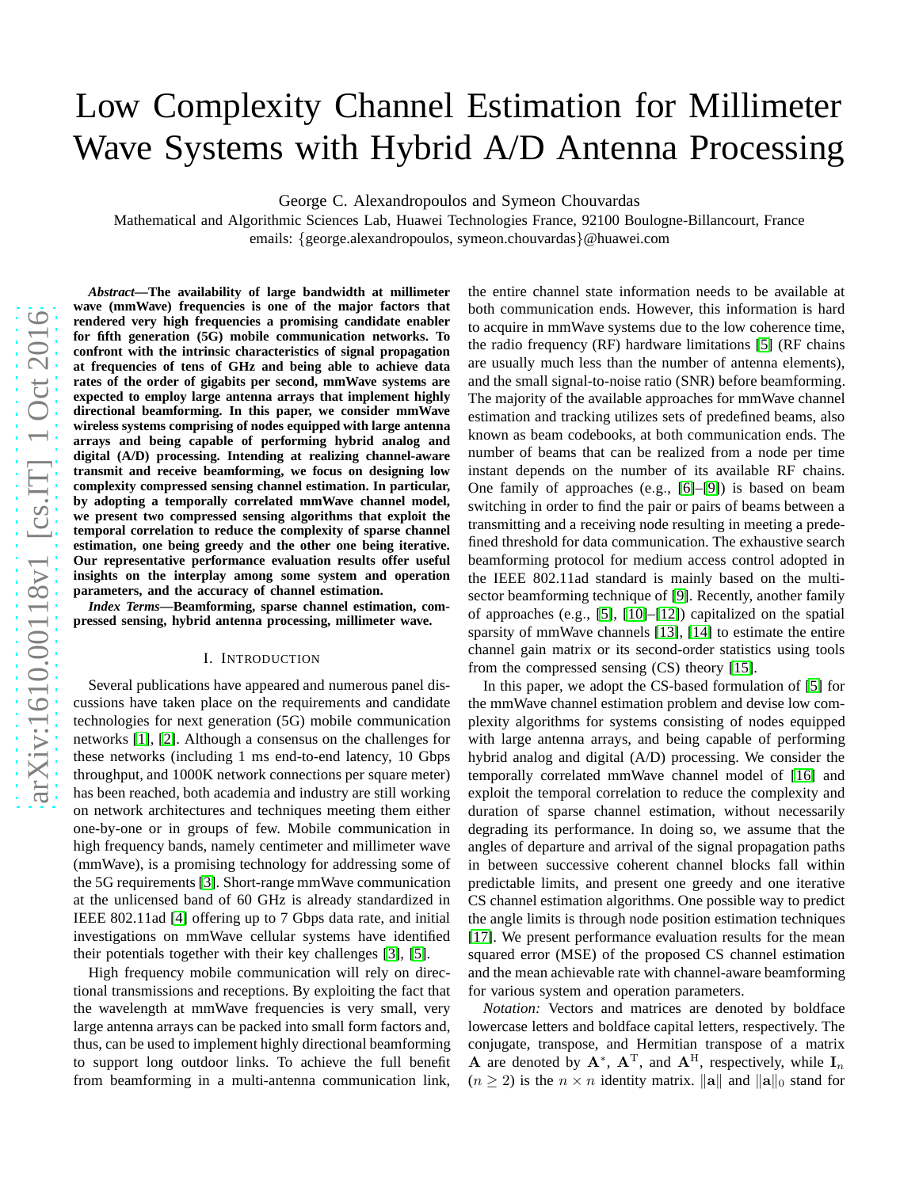# Low Complexity Channel Estimation for Millimeter Wave Systems with Hybrid A/D Antenna Processing

George C. Alexandropoulos and Symeon Chouvardas

Mathematical and Algorithmic Sciences Lab, Huawei Technologies France, 92100 Boulogne-Billancourt, France

emails: {george.alexandropoulos, symeon.chouvardas}@huawei.com

***Abstract*—The availability of large bandwidth at millimeter wave (mmWave) frequencies is one of the major factors that rendered very high frequencies a promising candidate enabler for fifth generation (5G) mobile communication networks. To confront with the intrinsic characteristics of signal propagation at frequencies of tens of GHz and being able to achieve data rates of the order of gigabits per second, mmWave systems are expected to employ large antenna arrays that implement highly directional beamforming. In this paper, we consider mmWave wireless systems comprising of nodes equipped with large antenna arrays and being capable of performing hybrid analog and digital (A/D) processing. Intending at realizing channel-aware transmit and receive beamforming, we focus on designing low complexity compressed sensing channel estimation. In particular, by adopting a temporally correlated mmWave channel model, we present two compressed sensing algorithms that exploit the temporal correlation to reduce the complexity of sparse channel estimation, one being greedy and the other one being iterative. Our representative performance evaluation results offer useful insights on the interplay among some system and operation parameters, and the accuracy of channel estimation.**

***Index Terms*—Beamforming, sparse channel estimation, compressed sensing, hybrid antenna processing, millimeter wave.**

## I. Introduction

Several publications have appeared and numerous panel discussions have taken place on the requirements and candidate technologies for next generation (5G) mobile communication networks [1], [2]. Although a consensus on the challenges for these networks (including 1 ms end-to-end latency, 10 Gbps throughput, and 1000K network connections per square meter) has been reached, both academia and industry are still working on network architectures and techniques meeting them either one-by-one or in groups of few. Mobile communication in high frequency bands, namely centimeter and millimeter wave (mmWave), is a promising technology for addressing some of the 5G requirements [3]. Short-range mmWave communication at the unlicensed band of 60 GHz is already standardized in IEEE 802.11ad [4] offering up to 7 Gbps data rate, and initial investigations on mmWave cellular systems have identified their potentials together with their key challenges [3], [5].

High frequency mobile communication will rely on directional transmissions and receptions. By exploiting the fact that the wavelength at mmWave frequencies is very small, very large antenna arrays can be packed into small form factors and, thus, can be used to implement highly directional beamforming to support long outdoor links. To achieve the full benefit from beamforming in a multi-antenna communication link, the entire channel state information needs to be available at both communication ends. However, this information is hard to acquire in mmWave systems due to the low coherence time, the radio frequency (RF) hardware limitations [5] (RF chains are usually much less than the number of antenna elements), and the small signal-to-noise ratio (SNR) before beamforming. The majority of the available approaches for mmWave channel estimation and tracking utilizes sets of predefined beams, also known as beam codebooks, at both communication ends. The number of beams that can be realized from a node per time instant depends on the number of its available RF chains. One family of approaches (e.g., [6]–[9]) is based on beam switching in order to find the pair or pairs of beams between a transmitting and a receiving node resulting in meeting a predefined threshold for data communication. The exhaustive search beamforming protocol for medium access control adopted in the IEEE 802.11ad standard is mainly based on the multi-sector beamforming technique of [9]. Recently, another family of approaches (e.g., [5], [10]–[12]) capitalized on the spatial sparsity of mmWave channels [13], [14] to estimate the entire channel gain matrix or its second-order statistics using tools from the compressed sensing (CS) theory [15].

In this paper, we adopt the CS-based formulation of [5] for the mmWave channel estimation problem and devise low complexity algorithms for systems consisting of nodes equipped with large antenna arrays, and being capable of performing hybrid analog and digital (A/D) processing. We consider the temporally correlated mmWave channel model of [16] and exploit the temporal correlation to reduce the complexity and duration of sparse channel estimation, without necessarily degrading its performance. In doing so, we assume that the angles of departure and arrival of the signal propagation paths in between successive coherent channel blocks fall within predictable limits, and present one greedy and one iterative CS channel estimation algorithms. One possible way to predict the angle limits is through node position estimation techniques [17]. We present performance evaluation results for the mean squared error (MSE) of the proposed CS channel estimation and the mean achievable rate with channel-aware beamforming for various system and operation parameters.

*Notation:* Vectors and matrices are denoted by boldface lowercase letters and boldface capital letters, respectively. The conjugate, transpose, and Hermitian transpose of a matrix $\mathbf{A}$ are denoted by $\mathbf{A}^{*}$, $\mathbf{A}^{\rm T}$, and $\mathbf{A}^{\rm H}$, respectively, while $\mathbf{I}_n$ ($n \geq 2$) is the $n \times n$ identity matrix. $\|\mathbf{a}\|$ and $\|\mathbf{a}\|_0$ stand for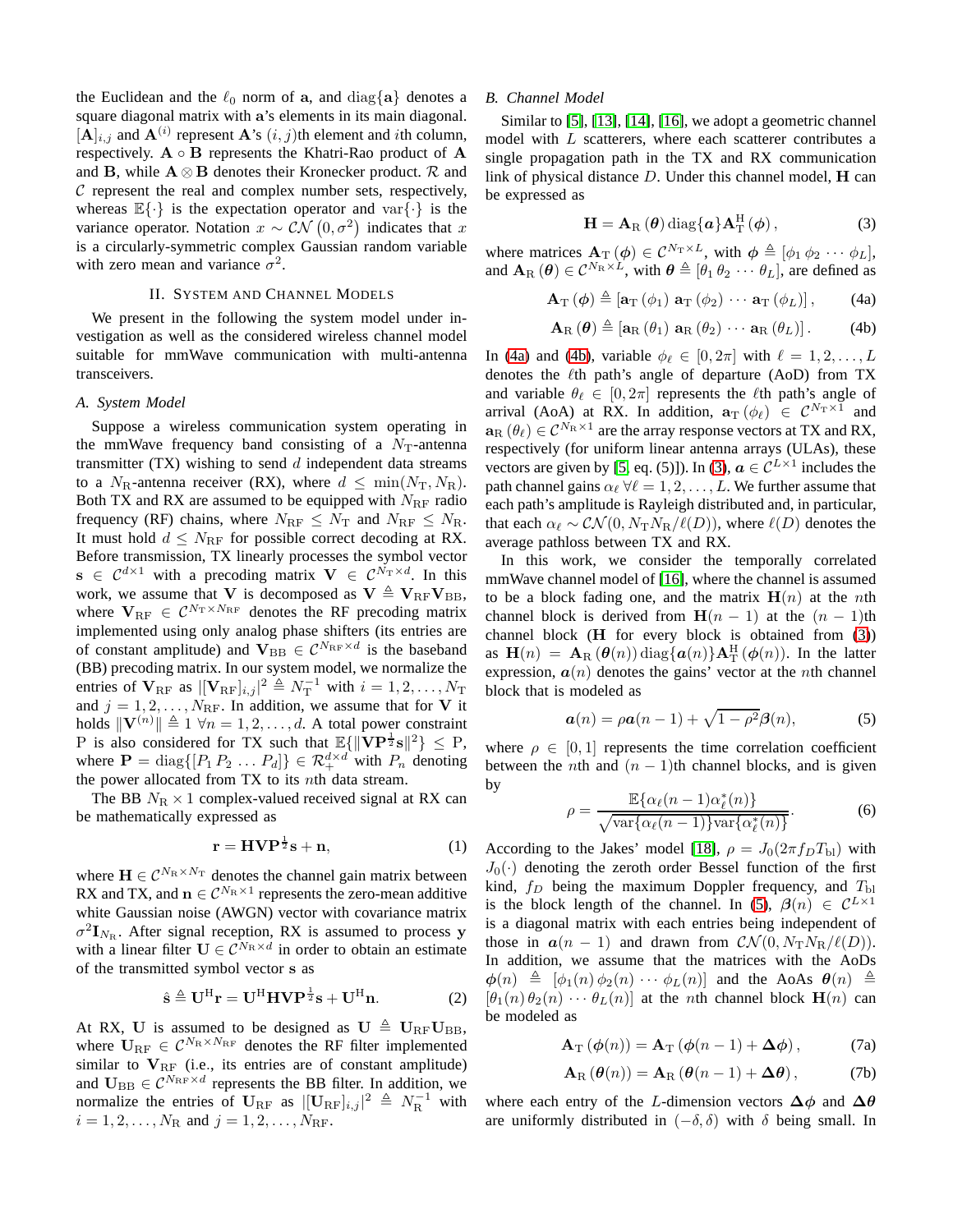the Euclidean and the $\ell_0$ norm of $\mathbf{a}$, and $\operatorname{diag}\{\mathbf{a}\}$ denotes a square diagonal matrix with $\mathbf{a}$'s elements in its main diagonal. $[\mathbf{A}]_{i,j}$ and $\mathbf{A}^{(i)}$ represent $\mathbf{A}$'s $(i,j)$th element and $i$th column, respectively. $\mathbf{A} \circ \mathbf{B}$ represents the Khatri-Rao product of $\mathbf{A}$ and $\mathbf{B}$, while $\mathbf{A} \otimes \mathbf{B}$ denotes their Kronecker product. $\mathcal{R}$ and $\mathcal{C}$ represent the real and complex number sets, respectively, whereas $\mathbb{E}\{\cdot\}$ is the expectation operator and $\operatorname{var}\{\cdot\}$ is the variance operator. Notation $x \sim \mathcal{CN}\left(0, \sigma^2\right)$ indicates that $x$ is a circularly-symmetric complex Gaussian random variable with zero mean and variance $\sigma^2$.

## II. System and Channel Models

We present in the following the system model under investigation as well as the considered wireless channel model suitable for mmWave communication with multi-antenna transceivers.

### A. System Model

Suppose a wireless communication system operating in the mmWave frequency band consisting of a $N_{\rm T}$-antenna transmitter (TX) wishing to send $d$ independent data streams to a $N_{\rm R}$-antenna receiver (RX), where $d \leq \min(N_{\rm T}, N_{\rm R})$. Both TX and RX are assumed to be equipped with $N_{\rm RF}$ radio frequency (RF) chains, where $N_{\rm RF} \leq N_{\rm T}$ and $N_{\rm RF} \leq N_{\rm R}$. It must hold $d \leq N_{\rm RF}$ for possible correct decoding at RX. Before transmission, TX linearly processes the symbol vector $\mathbf{s} \in \mathcal{C}^{d\times 1}$ with a precoding matrix $\mathbf{V} \in \mathcal{C}^{N_{\rm T}\times d}$. In this work, we assume that $\mathbf{V}$ is decomposed as $\mathbf{V} \triangleq \mathbf{V}_{\rm RF}\mathbf{V}_{\rm BB}$, where $\mathbf{V}_{\rm RF} \in \mathcal{C}^{N_{\rm T}\times N_{\rm RF}}$ denotes the RF precoding matrix implemented using only analog phase shifters (its entries are of constant amplitude) and $\mathbf{V}_{\rm BB} \in \mathcal{C}^{N_{\rm RF}\times d}$ is the baseband (BB) precoding matrix. In our system model, we normalize the entries of $\mathbf{V}_{\rm RF}$ as $|[\mathbf{V}_{\rm RF}]_{i,j}|^2 \triangleq N_{\rm T}^{-1}$ with $i = 1, 2, \ldots, N_{\rm T}$ and $j = 1, 2, \ldots, N_{\rm RF}$. In addition, we assume that for $\mathbf{V}$ it holds $\|\mathbf{V}^{(n)}\| \triangleq 1 \; \forall n = 1, 2, \ldots, d$. A total power constraint P is also considered for TX such that $\mathbb{E}\{\|\mathbf{V}\mathbf{P}^{\frac{1}{2}}\mathbf{s}\|^2\} \leq$ P, where $\mathbf{P} = \operatorname{diag}\{[P_1\, P_2\, \ldots\, P_d]\} \in \mathcal{R}_+^{d\times d}$ with $P_n$ denoting the power allocated from TX to its $n$th data stream.

The BB $N_{\rm R} \times 1$ complex-valued received signal at RX can be mathematically expressed as

$$\mathbf{r} = \mathbf{H}\mathbf{V}\mathbf{P}^{\frac{1}{2}}\mathbf{s} + \mathbf{n}, \tag{1}$$

where $\mathbf{H} \in \mathcal{C}^{N_{\rm R}\times N_{\rm T}}$ denotes the channel gain matrix between RX and TX, and $\mathbf{n} \in \mathcal{C}^{N_{\rm R}\times 1}$ represents the zero-mean additive white Gaussian noise (AWGN) vector with covariance matrix $\sigma^2\mathbf{I}_{N_{\rm R}}$. After signal reception, RX is assumed to process $\mathbf{y}$ with a linear filter $\mathbf{U} \in \mathcal{C}^{N_{\rm R}\times d}$ in order to obtain an estimate of the transmitted symbol vector $\mathbf{s}$

$$\hat{\mathbf{s}} \triangleq \mathbf{U}^{\rm H}\mathbf{r} = \mathbf{U}^{\rm H}\mathbf{H}\mathbf{V}\mathbf{P}^{\frac{1}{2}}\mathbf{s} + \mathbf{U}^{\rm H}\mathbf{n}. \tag{2}$$

At RX, $\mathbf{U}$ is assumed to be designed as $\mathbf{U} \triangleq \mathbf{U}_{\rm RF}\mathbf{U}_{\rm BB}$, where $\mathbf{U}_{\rm RF} \in \mathcal{C}^{N_{\rm R}\times N_{\rm RF}}$ denotes the RF filter implemented similar to $\mathbf{V}_{\rm RF}$ (i.e., its entries are of constant amplitude) and $\mathbf{U}_{\rm BB} \in \mathcal{C}^{N_{\rm RF}\times d}$ represents the BB filter. In addition, we normalize the entries of $\mathbf{U}_{\rm RF}$ as $|[\mathbf{U}_{\rm RF}]_{i,j}|^2 \triangleq N_{\rm R}^{-1}$ with $i = 1, 2, \ldots, N_{\rm R}$ and $j = 1, 2, \ldots, N_{\rm RF}$.

### B. Channel Model

Similar to [5], [13], [14], [16], we adopt a geometric channel model with $L$ scatterers, where each scatterer contributes a single propagation path in the TX and RX communication link of physical distance $D$. Under this channel model, $\mathbf{H}$ can be expressed as

$$\mathbf{H} = \mathbf{A}_{\rm R}\left(\boldsymbol{\theta}\right)\operatorname{diag}\{\boldsymbol{a}\}\mathbf{A}_{\rm T}^{\rm H}\left(\boldsymbol{\phi}\right), \tag{3}$$

where matrices $\mathbf{A}_{\rm T}\left(\boldsymbol{\phi}\right) \in \mathcal{C}^{N_{\rm T}\times L}$, with $\boldsymbol{\phi} \triangleq [\phi_1\, \phi_2\, \cdots\, \phi_L]$, and $\mathbf{A}_{\rm R}\left(\boldsymbol{\theta}\right) \in \mathcal{C}^{N_{\rm R}\times L}$, with $\boldsymbol{\theta} \triangleq [\theta_1\, \theta_2\, \cdots\, \theta_L]$, are defined as

$$\mathbf{A}_{\rm T}\left(\boldsymbol{\phi}\right) \triangleq \left[\mathbf{a}_{\rm T}\left(\phi_1\right)\, \mathbf{a}_{\rm T}\left(\phi_2\right)\, \cdots\, \mathbf{a}_{\rm T}\left(\phi_L\right)\right], \tag{4a}$$

$$\mathbf{A}_{\rm R}\left(\boldsymbol{\theta}\right) \triangleq \left[\mathbf{a}_{\rm R}\left(\theta_1\right)\, \mathbf{a}_{\rm R}\left(\theta_2\right)\, \cdots\, \mathbf{a}_{\rm R}\left(\theta_L\right)\right]. \tag{4b}$$

In (4a) and (4b), variable $\phi_\ell \in [0, 2\pi]$ with $\ell = 1, 2, \ldots, L$ denotes the $\ell$th path's angle of departure (AoD) from TX and variable $\theta_\ell \in [0, 2\pi]$ represents the $\ell$th path's angle of arrival (AoA) at RX. In addition, $\mathbf{a}_{\rm T}\left(\phi_\ell\right) \in \mathcal{C}^{N_{\rm T}\times 1}$ and $\mathbf{a}_{\rm R}\left(\theta_\ell\right) \in \mathcal{C}^{N_{\rm R}\times 1}$ are the array response vectors at TX and RX, respectively (for uniform linear antenna arrays (ULAs), these vectors are given by [5, eq. (5)]). In (3), $\boldsymbol{a} \in \mathcal{C}^{L\times 1}$ includes the path channel gains $\alpha_\ell \; \forall \ell = 1, 2, \ldots, L$. We further assume that each path's amplitude is Rayleigh distributed and, in particular, that each $\alpha_\ell \sim \mathcal{CN}(0, N_{\rm T}N_{\rm R}/\ell(D))$, where $\ell(D)$ denotes the average pathloss between TX and RX.

In this work, we consider the temporally correlated mmWave channel model of [16], where the channel is assumed to be a block fading one, and the matrix $\mathbf{H}(n)$ at the $n$th channel block is derived from $\mathbf{H}(n-1)$ at the $(n-1)$th channel block ($\mathbf{H}$ for every block is obtained from (3)) as $\mathbf{H}(n) = \mathbf{A}_{\rm R}\left(\boldsymbol{\theta}(n)\right)\operatorname{diag}\{\boldsymbol{a}(n)\}\mathbf{A}_{\rm T}^{\rm H}\left(\boldsymbol{\phi}(n)\right)$. In the latter expression, $\boldsymbol{a}(n)$ denotes the gains' vector at the $n$th channel block that is modeled as

$$\boldsymbol{a}(n) = \rho\boldsymbol{a}(n-1) + \sqrt{1-\rho^2}\boldsymbol{\beta}(n), \tag{5}$$

where $\rho \in [0, 1]$ represents the time correlation coefficient between the $n$th and $(n-1)$th channel blocks, and is given by

$$\rho = \frac{\mathbb{E}\{\alpha_\ell(n-1)\alpha_\ell^*(n)\}}{\sqrt{\operatorname{var}\{\alpha_\ell(n-1)\}\operatorname{var}\{\alpha_\ell^*(n)\}}}. \tag{6}$$

According to the Jakes' model [18], $\rho = J_0(2\pi f_D T_{\rm bl})$ with $J_0(\cdot)$ denoting the zeroth order Bessel function of the first kind, $f_D$ being the maximum Doppler frequency, and $T_{\rm bl}$ is the block length of the channel. In (5), $\boldsymbol{\beta}(n) \in \mathcal{C}^{L\times 1}$ is a diagonal matrix with each entries being independent of those in $\boldsymbol{a}(n-1)$ and drawn from $\mathcal{CN}(0, N_{\rm T}N_{\rm R}/\ell(D))$. In addition, we assume that the matrices with the AoDs $\boldsymbol{\phi}(n) \triangleq [\phi_1(n)\, \phi_2(n)\, \cdots\, \phi_L(n)]$ and the AoAs $\boldsymbol{\theta}(n) \triangleq [\theta_1(n)\, \theta_2(n)\, \cdots\, \theta_L(n)]$ at the $n$th channel block $\mathbf{H}(n)$ can be modeled as

$$\mathbf{A}_{\rm T}\left(\boldsymbol{\phi}(n)\right) = \mathbf{A}_{\rm T}\left(\boldsymbol{\phi}(n-1) + \boldsymbol{\Delta\phi}\right), \tag{7a}$$

$$\mathbf{A}_{\rm R}\left(\boldsymbol{\theta}(n)\right) = \mathbf{A}_{\rm R}\left(\boldsymbol{\theta}(n-1) + \boldsymbol{\Delta\theta}\right), \tag{7b}$$

where each entry of the $L$-dimension vectors $\boldsymbol{\Delta\phi}$ and $\boldsymbol{\Delta\theta}$ are uniformly distributed in $(-\delta, \delta)$ with $\delta$ being small. In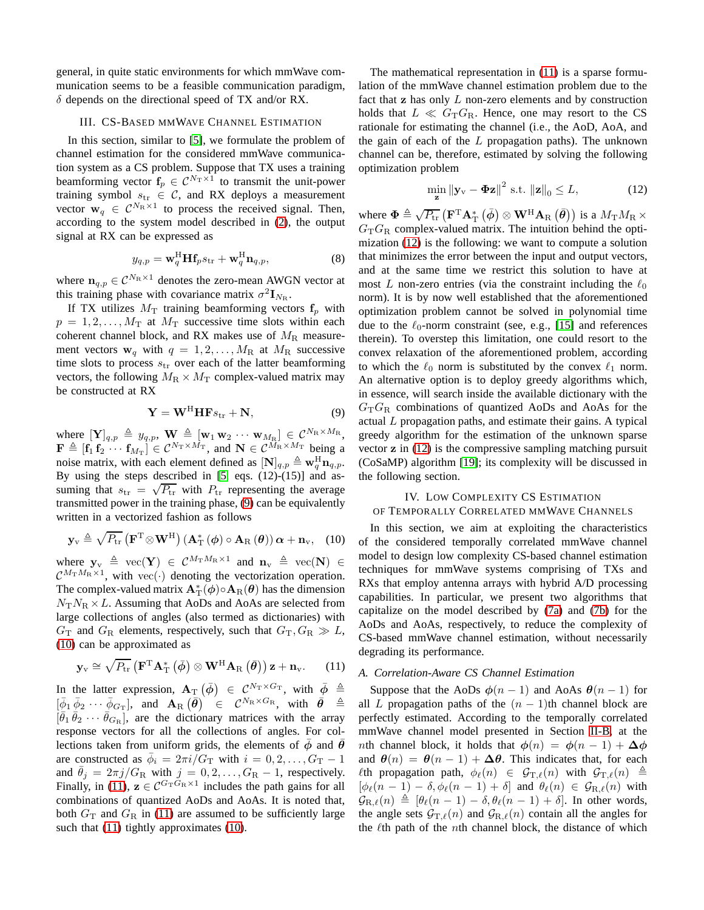general, in quite static environments for which mmWave communication seems to be a feasible communication paradigm, $\delta$ depends on the directional speed of TX and/or RX.

## III. CS-Based mmWave Channel Estimation

In this section, similar to [5], we formulate the problem of channel estimation for the considered mmWave communication system as a CS problem. Suppose that TX uses a training beamforming vector $\mathbf{f}_p \in \mathcal{C}^{N_{\rm T}\times 1}$ to transmit the unit-power training symbol $s_{\rm tr} \in \mathcal{C}$, and RX deploys a measurement vector $\mathbf{w}_q \in \mathcal{C}^{N_{\rm R}\times 1}$ to process the received signal. Then, according to the system model described in (2), the output signal at RX can be expressed as

$$y_{q,p} = \mathbf{w}_q^{\rm H}\mathbf{H}\mathbf{f}_p s_{\rm tr} + \mathbf{w}_q^{\rm H}\mathbf{n}_{q,p}, \quad (8)$$

where $\mathbf{n}_{q,p} \in \mathcal{C}^{N_{\rm R}\times 1}$ denotes the zero-mean AWGN vector at this training phase with covariance matrix $\sigma^2\mathbf{I}_{N_{\rm R}}$.

If TX utilizes $M_{\rm T}$ training beamforming vectors $\mathbf{f}_p$ with $p = 1, 2, \ldots, M_{\rm T}$ at $M_{\rm T}$ successive time slots within each coherent channel block, and RX makes use of $M_{\rm R}$ measurement vectors $\mathbf{w}_q$ with $q = 1, 2, \ldots, M_{\rm R}$ at $M_{\rm R}$ successive time slots to process $s_{\rm tr}$ over each of the latter beamforming vectors, the following $M_{\rm R} \times M_{\rm T}$ complex-valued matrix may be constructed at RX

$$\mathbf{Y} = \mathbf{W}^{\rm H}\mathbf{H}\mathbf{F}s_{\rm tr} + \mathbf{N}, \quad (9)$$

where $[\mathbf{Y}]_{q,p} \triangleq y_{q,p}$, $\mathbf{W} \triangleq [\mathbf{w}_1\, \mathbf{w}_2 \cdots \mathbf{w}_{M_{\rm R}}] \in \mathcal{C}^{N_{\rm R}\times M_{\rm R}}$, $\mathbf{F} \triangleq [\mathbf{f}_1\, \mathbf{f}_2 \cdots \mathbf{f}_{M_{\rm T}}] \in \mathcal{C}^{N_{\rm T}\times M_{\rm T}}$, and $\mathbf{N} \in \mathcal{C}^{M_{\rm R}\times M_{\rm T}}$ being a noise matrix, with each element defined as $[\mathbf{N}]_{q,p} \triangleq \mathbf{w}_q^{\rm H}\mathbf{n}_{q,p}$. By using the steps described in [5] eqs. (12)-(15)] and assuming that $s_{\rm tr} = \sqrt{P_{\rm tr}}$ with $P_{\rm tr}$ representing the average transmitted power in the training phase, (9) can be equivalently written in a vectorized fashion as follows

$$\mathbf{y}_{\rm v} \triangleq \sqrt{P_{\rm tr}}\left(\mathbf{F}^{\rm T}\otimes\mathbf{W}^{\rm H}\right)\left(\mathbf{A}_{\rm T}^*(\boldsymbol{\phi})\circ\mathbf{A}_{\rm R}(\boldsymbol{\theta})\right)\boldsymbol{\alpha} + \mathbf{n}_{\rm v}, \quad (10)$$

where $\mathbf{y}_{\rm v} \triangleq {\rm vec}(\mathbf{Y}) \in \mathcal{C}^{M_{\rm T}M_{\rm R}\times 1}$ and $\mathbf{n}_{\rm v} \triangleq {\rm vec}(\mathbf{N}) \in \mathcal{C}^{M_{\rm T}M_{\rm R}\times 1}$, with ${\rm vec}(\cdot)$ denoting the vectorization operation. The complex-valued matrix $\mathbf{A}_{\rm T}^*(\boldsymbol{\phi})\circ\mathbf{A}_{\rm R}(\boldsymbol{\theta})$ has the dimension $N_{\rm T}N_{\rm R}\times L$. Assuming that AoDs and AoAs are selected from large collections of angles (also termed as dictionaries) with $G_{\rm T}$ and $G_{\rm R}$ elements, respectively, such that $G_{\rm T}, G_{\rm R} \gg L$, (10) can be approximated as

$$\mathbf{y}_{\rm v} \cong \sqrt{P_{\rm tr}}\left(\mathbf{F}^{\rm T}\mathbf{A}_{\rm T}^*\left(\bar{\boldsymbol{\phi}}\right)\otimes\mathbf{W}^{\rm H}\mathbf{A}_{\rm R}\left(\bar{\boldsymbol{\theta}}\right)\right)\mathbf{z} + \mathbf{n}_{\rm v}. \quad (11)$$

In the latter expression, $\mathbf{A}_{\rm T}\left(\bar{\boldsymbol{\phi}}\right) \in \mathcal{C}^{N_{\rm T}\times G_{\rm T}}$, with $\bar{\boldsymbol{\phi}} \triangleq [\bar{\phi}_1\, \bar{\phi}_2 \cdots \bar{\phi}_{G_{\rm T}}]$, and $\mathbf{A}_{\rm R}\left(\bar{\boldsymbol{\theta}}\right) \in \mathcal{C}^{N_{\rm R}\times G_{\rm R}}$, with $\bar{\boldsymbol{\theta}} \triangleq [\bar{\theta}_1\, \bar{\theta}_2 \cdots \bar{\theta}_{G_{\rm R}}]$, are the dictionary matrices with the array response vectors for all the collections of angles. For collections taken from uniform grids, the elements of $\bar{\boldsymbol{\phi}}$ and $\bar{\boldsymbol{\theta}}$ are constructed as $\bar{\phi}_i = 2\pi i/G_{\rm T}$ with $i = 0, 2, \ldots, G_{\rm T} - 1$ and $\bar{\theta}_j = 2\pi j/G_{\rm R}$ with $j = 0, 2, \ldots, G_{\rm R} - 1$, respectively. Finally, in (11), $\mathbf{z} \in \mathcal{C}^{G_{\rm T}G_{\rm R}\times 1}$ includes the path gains for all combinations of quantized AoDs and AoAs. It is noted that, both $G_{\rm T}$ and $G_{\rm R}$ in (11) are assumed to be sufficiently large such that (11) tightly approximates (10).

The mathematical representation in (11) is a sparse formulation of the mmWave channel estimation problem due to the fact that $\mathbf{z}$ has only $L$ non-zero elements and by construction holds that $L \ll G_{\rm T}G_{\rm R}$. Hence, one may resort to the CS rationale for estimating the channel (i.e., the AoD, AoA, and the gain of each of the $L$ propagation paths). The unknown channel can be, therefore, estimated by solving the following optimization problem

$$\min_{\mathbf{z}} \left\|\mathbf{y}_{\rm v} - \boldsymbol{\Phi}\mathbf{z}\right\|^2 \text{ s.t. } \|\mathbf{z}\|_0 \leq L, \quad (12)$$

where $\boldsymbol{\Phi} \triangleq \sqrt{P_{\rm tr}}\left(\mathbf{F}^{\rm T}\mathbf{A}_{\rm T}^*\left(\bar{\boldsymbol{\phi}}\right)\otimes\mathbf{W}^{\rm H}\mathbf{A}_{\rm R}\left(\bar{\boldsymbol{\theta}}\right)\right)$ is a $M_{\rm T}M_{\rm R}\times G_{\rm T}G_{\rm R}$ complex-valued matrix. The intuition behind the optimization (12) is the following: we want to compute a solution that minimizes the error between the input and output vectors, and at the same time we restrict this solution to have at most $L$ non-zero entries (via the constraint including the $\ell_0$ norm). It is by now well established that the aforementioned optimization problem cannot be solved in polynomial time due to the $\ell_0$-norm constraint (see, e.g., [15] and references therein). To overstep this limitation, one could resort to the convex relaxation of the aforementioned problem, according to which the $\ell_0$ norm is substituted by the convex $\ell_1$ norm. An alternative option is to deploy greedy algorithms which, in essence, will search inside the available dictionary with the $G_{\rm T}G_{\rm R}$ combinations of quantized AoDs and AoAs for the actual $L$ propagation paths, and estimate their gains. A typical greedy algorithm for the estimation of the unknown sparse vector $\mathbf{z}$ in (12) is the compressive sampling matching pursuit (CoSaMP) algorithm [19]; its complexity will be discussed in the following section.

## IV. Low Complexity CS Estimation of Temporally Correlated mmWave Channels

In this section, we aim at exploiting the characteristics of the considered temporally correlated mmWave channel model to design low complexity CS-based channel estimation techniques for mmWave systems comprising of TXs and RXs that employ antenna arrays with hybrid A/D processing capabilities. In particular, we present two algorithms that capitalize on the model described by (7a) and (7b) for the AoDs and AoAs, respectively, to reduce the complexity of CS-based mmWave channel estimation, without necessarily degrading its performance.

### A. Correlation-Aware CS Channel Estimation

Suppose that the AoDs $\boldsymbol{\phi}(n-1)$ and AoAs $\boldsymbol{\theta}(n-1)$ for all $L$ propagation paths of the $(n-1)$th channel block are perfectly estimated. According to the temporally correlated mmWave channel model presented in Section II-B, at the $n$th channel block, it holds that $\boldsymbol{\phi}(n) = \boldsymbol{\phi}(n-1) + \boldsymbol{\Delta\phi}$ and $\boldsymbol{\theta}(n) = \boldsymbol{\theta}(n-1) + \boldsymbol{\Delta\theta}$. This indicates that, for each $\ell$th propagation path, $\phi_\ell(n) \in \mathcal{G}_{{\rm T},\ell}(n)$ with $\mathcal{G}_{{\rm T},\ell}(n) \triangleq [\phi_\ell(n-1) - \delta, \phi_\ell(n-1) + \delta]$ and $\theta_\ell(n) \in \mathcal{G}_{{\rm R},\ell}(n)$ with $\mathcal{G}_{{\rm R},\ell}(n) \triangleq [\theta_\ell(n-1) - \delta, \theta_\ell(n-1) + \delta]$. In other words, the angle sets $\mathcal{G}_{{\rm T},\ell}(n)$ and $\mathcal{G}_{{\rm R},\ell}(n)$ contain all the angles for the $\ell$th path of the $n$th channel block, the distance of which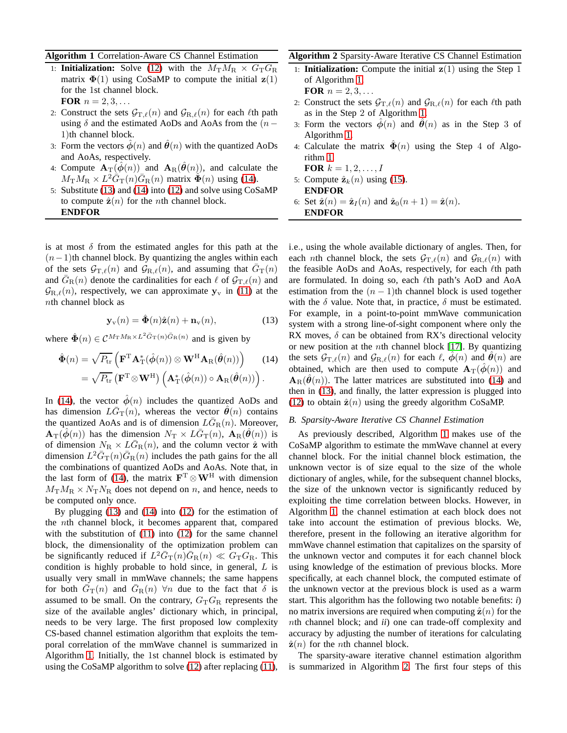**Algorithm 1** Correlation-Aware CS Channel Estimation

1: **Initialization:** Solve (12) with the $M_{\rm T}M_{\rm R} \times G_{\rm T}G_{\rm R}$ matrix $\mathbf{\Phi}(1)$ using CoSaMP to compute the initial $\mathbf{z}(1)$ for the 1st channel block.
**FOR** $n = 2, 3, \ldots$
2: Construct the sets $\mathcal{G}_{{\rm T},\ell}(n)$ and $\mathcal{G}_{{\rm R},\ell}(n)$ for each $\ell$th path using $\delta$ and the estimated AoDs and AoAs from the $(n-1)$th channel block.
3: Form the vectors $\hat{\boldsymbol{\phi}}(n)$ and $\hat{\boldsymbol{\theta}}(n)$ with the quantized AoDs and AoAs, respectively.
4: Compute $\mathbf{A}_{\rm T}(\hat{\boldsymbol{\phi}}(n))$ and $\mathbf{A}_{\rm R}(\hat{\boldsymbol{\theta}}(n))$, and calculate the $M_{\rm T}M_{\rm R} \times L^2\bar{G}_{\rm T}(n)\bar{G}_{\rm R}(n)$ matrix $\hat{\mathbf{\Phi}}(n)$ using (14).
5: Substitute (13) and (14) into (12) and solve using CoSaMP to compute $\hat{\mathbf{z}}(n)$ for the $n$th channel block.
**ENDFOR**

**Algorithm 2** Sparsity-Aware Iterative CS Channel Estimation

1: **Initialization:** Compute the initial $\mathbf{z}(1)$ using the Step 1 of Algorithm 1.
**FOR** $n = 2, 3, \ldots$
2: Construct the sets $\mathcal{G}_{{\rm T},\ell}(n)$ and $\mathcal{G}_{{\rm R},\ell}(n)$ for each $\ell$th path as in the Step 2 of Algorithm 1.
3: Form the vectors $\hat{\boldsymbol{\phi}}(n)$ and $\hat{\boldsymbol{\theta}}(n)$ as in the Step 3 of Algorithm 1.
4: Calculate the matrix $\hat{\mathbf{\Phi}}(n)$ using the Step 4 of Algorithm 1.
**FOR** $k = 1, 2, \ldots, I$
5: Compute $\hat{\mathbf{z}}_k(n)$ using (15).
**ENDFOR**
6: Set $\hat{\mathbf{z}}(n) = \hat{\mathbf{z}}_I(n)$ and $\hat{\mathbf{z}}_0(n+1) = \hat{\mathbf{z}}(n)$.
**ENDFOR**

is at most $\delta$ from the estimated angles for this path at the $(n-1)$th channel block. By quantizing the angles within each of the sets $\mathcal{G}_{{\rm T},\ell}(n)$ and $\mathcal{G}_{{\rm R},\ell}(n)$, and assuming that $\bar{G}_{\rm T}(n)$ and $\bar{G}_{\rm R}(n)$ denote the cardinalities for each $\ell$ of $\mathcal{G}_{{\rm T},\ell}(n)$ and $\mathcal{G}_{{\rm R},\ell}(n)$, respectively, we can approximate $\mathbf{y}_{\rm v}$ in (11) at the $n$th channel block as

$$\mathbf{y}_{\rm v}(n) = \hat{\mathbf{\Phi}}(n)\hat{\mathbf{z}}(n) + \mathbf{n}_{\rm v}(n), \tag{13}$$

where $\hat{\mathbf{\Phi}}(n) \in \mathcal{C}^{M_{\rm T}M_{\rm R}\times L^2\bar{G}_{\rm T}(n)\bar{G}_{\rm R}(n)}$ and is given by

$$\begin{aligned}\hat{\mathbf{\Phi}}(n) &= \sqrt{P_{\rm tr}}\left(\mathbf{F}^{\rm T}\mathbf{A}_{\rm T}^{*}(\hat{\boldsymbol{\phi}}(n)) \otimes \mathbf{W}^{\rm H}\mathbf{A}_{\rm R}(\hat{\boldsymbol{\theta}}(n))\right) \\ &= \sqrt{P_{\rm tr}}\left(\mathbf{F}^{\rm T}\otimes\mathbf{W}^{\rm H}\right)\left(\mathbf{A}_{\rm T}^{*}(\hat{\boldsymbol{\phi}}(n)) \circ \mathbf{A}_{\rm R}(\hat{\boldsymbol{\theta}}(n))\right).\end{aligned} \tag{14}$$

In (14), the vector $\hat{\boldsymbol{\phi}}(n)$ includes the quantized AoDs and has dimension $L\bar{G}_{\rm T}(n)$, whereas the vector $\hat{\boldsymbol{\theta}}(n)$ contains the quantized AoAs and is of dimension $L\bar{G}_{\rm R}(n)$. Moreover, $\mathbf{A}_{\rm T}(\hat{\boldsymbol{\phi}}(n))$ has the dimension $N_{\rm T} \times L\bar{G}_{\rm T}(n)$, $\mathbf{A}_{\rm R}(\hat{\boldsymbol{\theta}}(n))$ is of dimension $N_{\rm R} \times L\bar{G}_{\rm R}(n)$, and the column vector $\hat{\mathbf{z}}$ with dimension $L^2\bar{G}_{\rm T}(n)\bar{G}_{\rm R}(n)$ includes the path gains for the all the combinations of quantized AoDs and AoAs. Note that, in the last form of (14), the matrix $\mathbf{F}^{\rm T}\otimes\mathbf{W}^{\rm H}$ with dimension $M_{\rm T}M_{\rm R} \times N_{\rm T}N_{\rm R}$ does not depend on $n$, and hence, needs to be computed only once.

By plugging (13) and (14) into (12) for the estimation of the $n$th channel block, it becomes apparent that, compared with the substitution of (11) into (12) for the same channel block, the dimensionality of the optimization problem can be significantly reduced if $L^2\bar{G}_{\rm T}(n)\bar{G}_{\rm R}(n) \ll G_{\rm T}G_{\rm R}$. This condition is highly probable to hold since, in general, $L$ is usually very small in mmWave channels; the same happens for both $\bar{G}_{\rm T}(n)$ and $\bar{G}_{\rm R}(n)$ $\forall n$ due to the fact that $\delta$ is assumed to be small. On the contrary, $G_{\rm T}G_{\rm R}$ represents the size of the available angles' dictionary which, in principal, needs to be very large. The first proposed low complexity CS-based channel estimation algorithm that exploits the temporal correlation of the mmWave channel is summarized in Algorithm 1. Initially, the 1st channel block is estimated by using the CoSaMP algorithm to solve (12) after replacing (11), i.e., using the whole available dictionary of angles. Then, for each $n$th channel block, the sets $\mathcal{G}_{{\rm T},\ell}(n)$ and $\mathcal{G}_{{\rm R},\ell}(n)$ with the feasible AoDs and AoAs, respectively, for each $\ell$th path are formulated. In doing so, each $\ell$th path's AoD and AoA estimation from the $(n-1)$th channel block is used together with the $\delta$ value. Note that, in practice, $\delta$ must be estimated. For example, in a point-to-point mmWave communication system with a strong line-of-sight component where only the RX moves, $\delta$ can be obtained from RX's directional velocity or new position at the $n$th channel block [17]. By quantizing the sets $\mathcal{G}_{{\rm T},\ell}(n)$ and $\mathcal{G}_{{\rm R},\ell}(n)$ for each $\ell$, $\hat{\boldsymbol{\phi}}(n)$ and $\hat{\boldsymbol{\theta}}(n)$ are obtained, which are then used to compute $\mathbf{A}_{\rm T}(\hat{\boldsymbol{\phi}}(n))$ and $\mathbf{A}_{\rm R}(\hat{\boldsymbol{\theta}}(n))$. The latter matrices are substituted into (14) and then in (13), and finally, the latter expression is plugged into (12) to obtain $\hat{\mathbf{z}}(n)$ using the greedy algorithm CoSaMP.

### *B. Sparsity-Aware Iterative CS Channel Estimation*

As previously described, Algorithm 1 makes use of the CoSaMP algorithm to estimate the mmWave channel at every channel block. For the initial channel block estimation, the unknown vector is of size equal to the size of the whole dictionary of angles, while, for the subsequent channel blocks, the size of the unknown vector is significantly reduced by exploiting the time correlation between blocks. However, in Algorithm 1, the channel estimation at each block does not take into account the estimation of previous blocks. We, therefore, present in the following an iterative algorithm for mmWave channel estimation that capitalizes on the sparsity of the unknown vector and computes it for each channel block using knowledge of the estimation of previous blocks. More specifically, at each channel block, the computed estimate of the unknown vector at the previous block is used as a warm start. This algorithm has the following two notable benefits: *i*) no matrix inversions are required when computing $\hat{\mathbf{z}}(n)$ for the $n$th channel block; and *ii*) one can trade-off complexity and accuracy by adjusting the number of iterations for calculating $\hat{\mathbf{z}}(n)$ for the $n$th channel block.

The sparsity-aware iterative channel estimation algorithm is summarized in Algorithm 2. The first four steps of this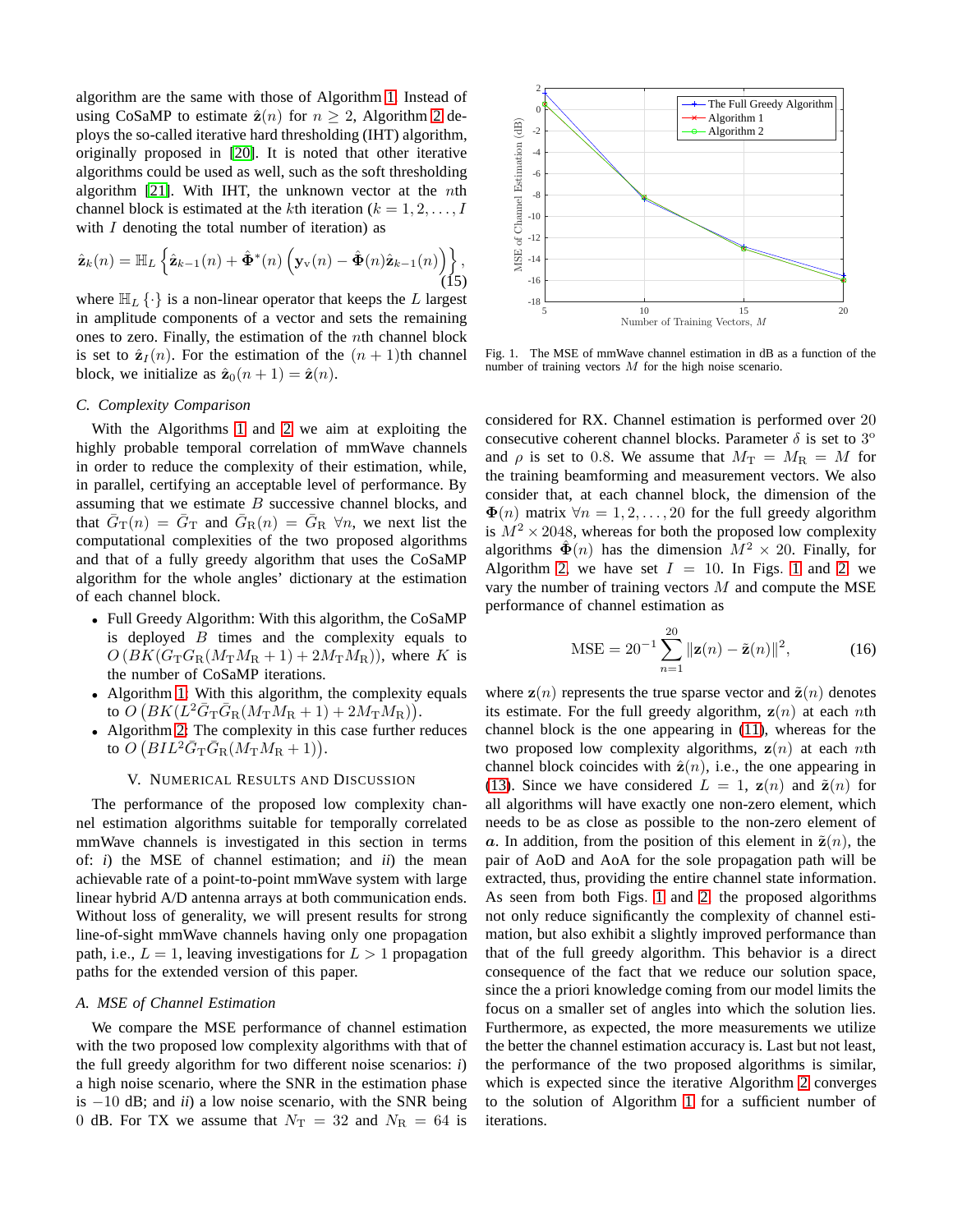algorithm are the same with those of Algorithm 1. Instead of using CoSaMP to estimate $\hat{\mathbf{z}}(n)$ for $n \geq 2$, Algorithm 2 deploys the so-called iterative hard thresholding (IHT) algorithm, originally proposed in [20]. It is noted that other iterative algorithms could be used as well, such as the soft thresholding algorithm [21]. With IHT, the unknown vector at the $n$th channel block is estimated at the $k$th iteration ($k = 1, 2, \ldots, I$ with $I$ denoting the total number of iteration) as

$$\hat{\mathbf{z}}_k(n) = \mathbb{H}_L \left\{ \hat{\mathbf{z}}_{k-1}(n) + \hat{\mathbf{\Phi}}^*(n) \left( \mathbf{y}_{\mathrm{v}}(n) - \hat{\mathbf{\Phi}}(n)\hat{\mathbf{z}}_{k-1}(n) \right) \right\}, \tag{15}$$

where $\mathbb{H}_L\{\cdot\}$ is a non-linear operator that keeps the $L$ largest in amplitude components of a vector and sets the remaining ones to zero. Finally, the estimation of the $n$th channel block is set to $\hat{\mathbf{z}}_I(n)$. For the estimation of the $(n+1)$th channel block, we initialize as $\hat{\mathbf{z}}_0(n+1) = \hat{\mathbf{z}}(n)$.

### C. Complexity Comparison

With the Algorithms 1 and 2 we aim at exploiting the highly probable temporal correlation of mmWave channels in order to reduce the complexity of their estimation, while, in parallel, certifying an acceptable level of performance. By assuming that we estimate $B$ successive channel blocks, and that $\bar{G}_{\mathrm{T}}(n) = \bar{G}_{\mathrm{T}}$ and $\bar{G}_{\mathrm{R}}(n) = \bar{G}_{\mathrm{R}}$ $\forall n$, we next list the computational complexities of the two proposed algorithms and that of a fully greedy algorithm that uses the CoSaMP algorithm for the whole angles' dictionary at the estimation of each channel block.

- Full Greedy Algorithm: With this algorithm, the CoSaMP is deployed $B$ times and the complexity equals to $O\left(BK(G_{\mathrm{T}}G_{\mathrm{R}}(M_{\mathrm{T}}M_{\mathrm{R}}+1) + 2M_{\mathrm{T}}M_{\mathrm{R}})\right)$, where $K$ is the number of CoSaMP iterations.
- Algorithm 1: With this algorithm, the complexity equals to $O\left(BK(L^2\bar{G}_{\mathrm{T}}\bar{G}_{\mathrm{R}}(M_{\mathrm{T}}M_{\mathrm{R}}+1) + 2M_{\mathrm{T}}M_{\mathrm{R}})\right)$.
- Algorithm 2: The complexity in this case further reduces to $O\left(BIL^2\bar{G}_{\mathrm{T}}\bar{G}_{\mathrm{R}}(M_{\mathrm{T}}M_{\mathrm{R}}+1)\right)$.

## V. Numerical Results and Discussion

The performance of the proposed low complexity channel estimation algorithms suitable for temporally correlated mmWave channels is investigated in this section in terms of: *i*) the MSE of channel estimation; and *ii*) the mean achievable rate of a point-to-point mmWave system with large linear hybrid A/D antenna arrays at both communication ends. Without loss of generality, we will present results for strong line-of-sight mmWave channels having only one propagation path, i.e., $L = 1$, leaving investigations for $L > 1$ propagation paths for the extended version of this paper.

### A. MSE of Channel Estimation

We compare the MSE performance of channel estimation with the two proposed low complexity algorithms with that of the full greedy algorithm for two different noise scenarios: *i*) a high noise scenario, where the SNR in the estimation phase is $-10$ dB; and *ii*) a low noise scenario, with the SNR being $0$ dB. For TX we assume that $N_{\mathrm{T}} = 32$ and $N_{\mathrm{R}} = 64$ is considered for RX. Channel estimation is performed over $20$ consecutive coherent channel blocks. Parameter $\delta$ is set to $3^{\circ}$ and $\rho$ is set to $0.8$. We assume that $M_{\mathrm{T}} = M_{\mathrm{R}} = M$ for the training beamforming and measurement vectors. We also consider that, at each channel block, the dimension of the $\mathbf{\Phi}(n)$ matrix $\forall n = 1, 2, \ldots, 20$ for the full greedy algorithm is $M^2 \times 2048$, whereas for both the proposed low complexity algorithms $\hat{\mathbf{\Phi}}(n)$ has the dimension $M^2 \times 20$. Finally, for Algorithm 2, we have set $I = 10$. In Figs. 1 and 2, we vary the number of training vectors $M$ and compute the MSE performance of channel estimation as

Fig. 1. The MSE of mmWave channel estimation in dB as a function of the number of training vectors $M$ for the high noise scenario.

$$\mathrm{MSE} = 20^{-1} \sum_{n=1}^{20} \|\mathbf{z}(n) - \tilde{\mathbf{z}}(n)\|^2, \tag{16}$$

where $\mathbf{z}(n)$ represents the true sparse vector and $\tilde{\mathbf{z}}(n)$ denotes its estimate. For the full greedy algorithm, $\mathbf{z}(n)$ at each $n$th channel block is the one appearing in (11), whereas for the two proposed low complexity algorithms, $\mathbf{z}(n)$ at each $n$th channel block coincides with $\hat{\mathbf{z}}(n)$, i.e., the one appearing in (13). Since we have considered $L = 1$, $\mathbf{z}(n)$ and $\tilde{\mathbf{z}}(n)$ for all algorithms will have exactly one non-zero element, which needs to be as close as possible to the non-zero element of $\boldsymbol{a}$. In addition, from the position of this element in $\tilde{\mathbf{z}}(n)$, the pair of AoD and AoA for the sole propagation path will be extracted, thus, providing the entire channel state information. As seen from both Figs. 1 and 2, the proposed algorithms not only reduce significantly the complexity of channel estimation, but also exhibit a slightly improved performance than that of the full greedy algorithm. This behavior is a direct consequence of the fact that we reduce our solution space, since the a priori knowledge coming from our model limits the focus on a smaller set of angles into which the solution lies. Furthermore, as expected, the more measurements we utilize the better the channel estimation accuracy is. Last but not least, the performance of the two proposed algorithms is similar, which is expected since the iterative Algorithm 2 converges to the solution of Algorithm 1 for a sufficient number of iterations.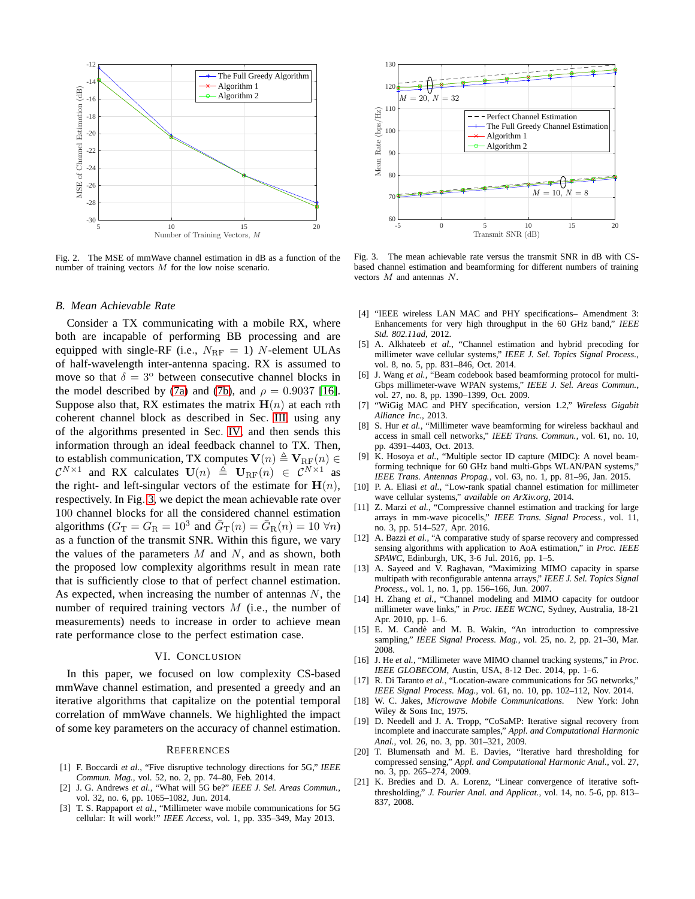MSE of Channel Estimation (dB)

Number of Training Vectors, $M$

-12, -14, -16, -18, -20, -22, -24, -26, -28, -30

5, 10, 15, 20

The Full Greedy Algorithm

Algorithm 1

Algorithm 2

Fig. 2. The MSE of mmWave channel estimation in dB as a function of the number of training vectors $M$ for the low noise scenario.

Mean Rate (bps/Hz)

Transmit SNR (dB)

130, 120, 110, 100, 90, 80, 70, 60

-5, 0, 5, 10, 15, 20

$M = 20$, $N = 32$

$M = 10$, $N = 8$

Perfect Channel Estimation

The Full Greedy Channel Estimation

Algorithm 1

Algorithm 2

Fig. 3. The mean achievable rate versus the transmit SNR in dB with CS-based channel estimation and beamforming for different numbers of training vectors $M$ and antennas $N$.

### *B. Mean Achievable Rate*

Consider a TX communicating with a mobile RX, where both are incapable of performing BB processing and are equipped with single-RF (i.e., $N_{\rm RF} = 1$) $N$-element ULAs of half-wavelength inter-antenna spacing. RX is assumed to move so that $\delta = 3^{\rm o}$ between consecutive channel blocks in the model described by (7a) and (7b), and $\rho = 0.9037$ [16]. Suppose also that, RX estimates the matrix $\mathbf{H}(n)$ at each $n$th coherent channel block as described in Sec. III, using any of the algorithms presented in Sec. IV, and then sends this information through an ideal feedback channel to TX. Then, to establish communication, TX computes $\mathbf{V}(n) \triangleq \mathbf{V}_{\rm RF}(n) \in \mathcal{C}^{N\times 1}$ and RX calculates $\mathbf{U}(n) \triangleq \mathbf{U}_{\rm RF}(n) \in \mathcal{C}^{N\times 1}$ as the right- and left-singular vectors of the estimate for $\mathbf{H}(n)$, respectively. In Fig. 3, we depict the mean achievable rate over 100 channel blocks for all the considered channel estimation algorithms ($G_{\rm T} = G_{\rm R} = 10^3$ and $\bar{G}_{\rm T}(n) = \bar{G}_{\rm R}(n) = 10\ \forall n$) as a function of the transmit SNR. Within this figure, we vary the values of the parameters $M$ and $N$, and as shown, both the proposed low complexity algorithms result in mean rate that is sufficiently close to that of perfect channel estimation. As expected, when increasing the number of antennas $N$, the number of required training vectors $M$ (i.e., the number of measurements) needs to increase in order to achieve mean rate performance close to the perfect estimation case.

## VI. Conclusion

In this paper, we focused on low complexity CS-based mmWave channel estimation, and presented a greedy and an iterative algorithms that capitalize on the potential temporal correlation of mmWave channels. We highlighted the impact of some key parameters on the accuracy of channel estimation.

## References

[1] F. Boccardi *et al.*, "Five disruptive technology directions for 5G," *IEEE Commun. Mag.*, vol. 52, no. 2, pp. 74–80, Feb. 2014.

[2] J. G. Andrews *et al.*, "What will 5G be?" *IEEE J. Sel. Areas Commun.*, vol. 32, no. 6, pp. 1065–1082, Jun. 2014.

[3] T. S. Rappaport *et al.*, "Millimeter wave mobile communications for 5G cellular: It will work!" *IEEE Access*, vol. 1, pp. 335–349, May 2013.

[4] "IEEE wireless LAN MAC and PHY specifications– Amendment 3: Enhancements for very high throughput in the 60 GHz band," *IEEE Std. 802.11ad*, 2012.

[5] A. Alkhateeb *et al.*, "Channel estimation and hybrid precoding for millimeter wave cellular systems," *IEEE J. Sel. Topics Signal Process.*, vol. 8, no. 5, pp. 831–846, Oct. 2014.

[6] J. Wang *et al.*, "Beam codebook based beamforming protocol for multi-Gbps millimeter-wave WPAN systems," *IEEE J. Sel. Areas Commun.*, vol. 27, no. 8, pp. 1390–1399, Oct. 2009.

[7] "WiGig MAC and PHY specification, version 1.2," *Wireless Gigabit Alliance Inc.*, 2013.

[8] S. Hur *et al.*, "Millimeter wave beamforming for wireless backhaul and access in small cell networks," *IEEE Trans. Commun.*, vol. 61, no. 10, pp. 4391–4403, Oct. 2013.

[9] K. Hosoya *et al.*, "Multiple sector ID capture (MIDC): A novel beamforming technique for 60 GHz band multi-Gbps WLAN/PAN systems," *IEEE Trans. Antennas Propag.*, vol. 63, no. 1, pp. 81–96, Jan. 2015.

[10] P. A. Eliasi *et al.*, "Low-rank spatial channel estimation for millimeter wave cellular systems," *available on ArXiv.org*, 2014.

[11] Z. Marzi *et al.*, "Compressive channel estimation and tracking for large arrays in mm-wave picocells," *IEEE Trans. Signal Process.*, vol. 11, no. 3, pp. 514–527, Apr. 2016.

[12] A. Bazzi *et al.*, "A comparative study of sparse recovery and compressed sensing algorithms with application to AoA estimation," in *Proc. IEEE SPAWC*, Edinburgh, UK, 3-6 Jul. 2016, pp. 1–5.

[13] A. Sayeed and V. Raghavan, "Maximizing MIMO capacity in sparse multipath with reconfigurable antenna arrays," *IEEE J. Sel. Topics Signal Process.*, vol. 1, no. 1, pp. 156–166, Jun. 2007.

[14] H. Zhang *et al.*, "Channel modeling and MIMO capacity for outdoor millimeter wave links," in *Proc. IEEE WCNC*, Sydney, Australia, 18-21 Apr. 2010, pp. 1–6.

[15] E. M. Candè and M. B. Wakin, "An introduction to compressive sampling," *IEEE Signal Process. Mag.*, vol. 25, no. 2, pp. 21–30, Mar. 2008.

[16] J. He *et al.*, "Millimeter wave MIMO channel tracking systems," in *Proc. IEEE GLOBECOM*, Austin, USA, 8-12 Dec. 2014, pp. 1–6.

[17] R. Di Taranto *et al.*, "Location-aware communications for 5G networks," *IEEE Signal Process. Mag.*, vol. 61, no. 10, pp. 102–112, Nov. 2014.

[18] W. C. Jakes, *Microwave Mobile Communications*. New York: John Wiley & Sons Inc, 1975.

[19] D. Needell and J. A. Tropp, "CoSaMP: Iterative signal recovery from incomplete and inaccurate samples," *Appl. and Computational Harmonic Anal.*, vol. 26, no. 3, pp. 301–321, 2009.

[20] T. Blumensath and M. E. Davies, "Iterative hard thresholding for compressed sensing," *Appl. and Computational Harmonic Anal.*, vol. 27, no. 3, pp. 265–274, 2009.

[21] K. Bredies and D. A. Lorenz, "Linear convergence of iterative soft-thresholding," *J. Fourier Anal. and Applicat.*, vol. 14, no. 5-6, pp. 813–837, 2008.